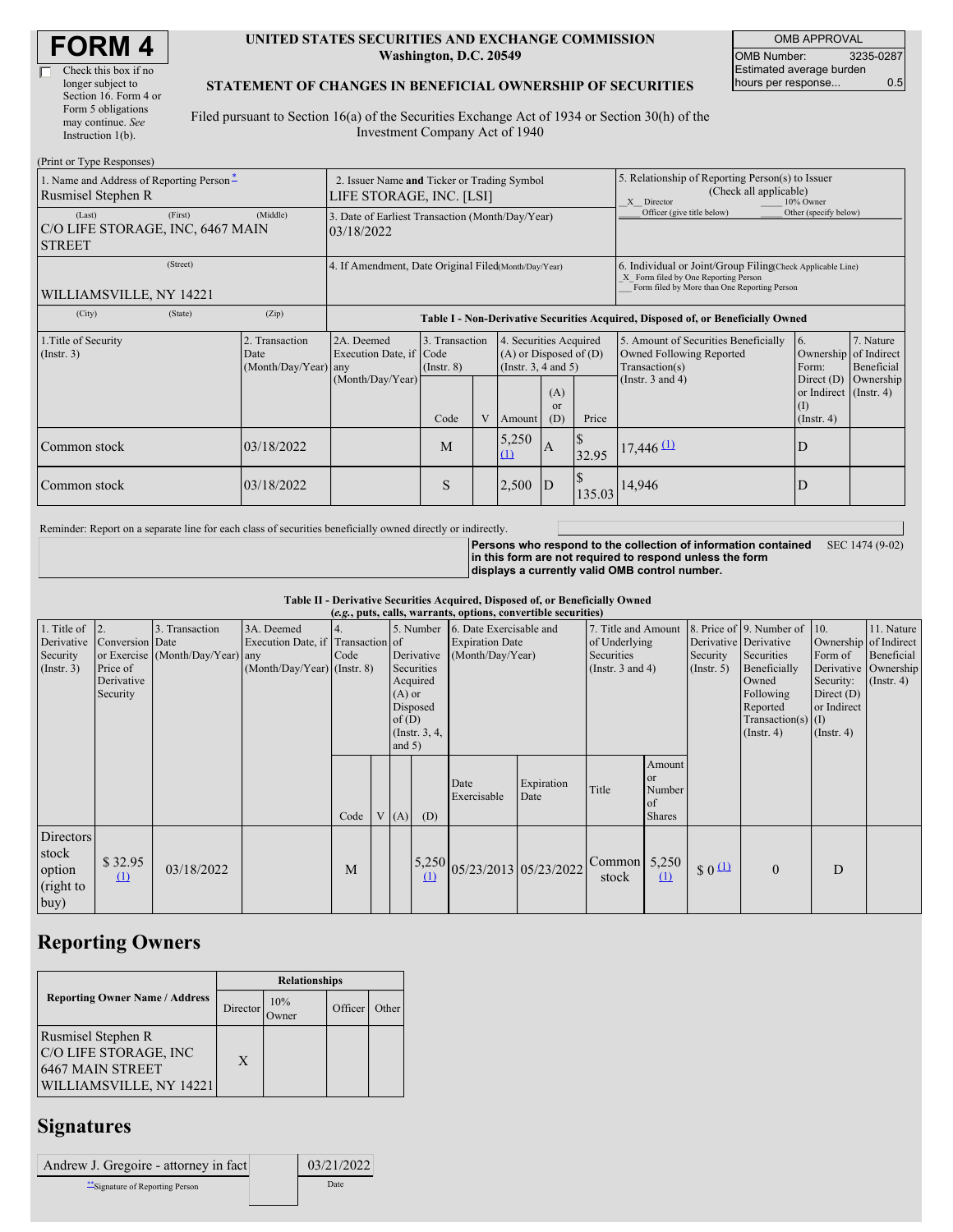# FORM 4

☐ Check this box if no longer subject to Section 16. Form 4 or Form 5 obligations may continue. *See* Instruction 1(b).

**UNITED STATES SECURITIES AND EXCHANGE COMMISSION**
**Washington, D.C. 20549**

**STATEMENT OF CHANGES IN BENEFICIAL OWNERSHIP OF SECURITIES**

Filed pursuant to Section 16(a) of the Securities Exchange Act of 1934 or Section 30(h) of the Investment Company Act of 1940

| OMB APPROVAL | |
|---|---|
| OMB Number: | 3235-0287 |
| Estimated average burden hours per response... | 0.5 |

(Print or Type Responses)

| | | |
|---|---|---|
| 1. Name and Address of Reporting Person* Rusmisel Stephen R | 2. Issuer Name **and** Ticker or Trading Symbol LIFE STORAGE, INC. [LSI] | 5. Relationship of Reporting Person(s) to Issuer (Check all applicable) _X_ Director ___ 10% Owner ___ Officer (give title below) ___ Other (specify below) |
| (Last) (First) (Middle) C/O LIFE STORAGE, INC, 6467 MAIN STREET | 3. Date of Earliest Transaction (Month/Day/Year) 03/18/2022 | |
| (Street) WILLIAMSVILLE, NY 14221 | 4. If Amendment, Date Original Filed (Month/Day/Year) | 6. Individual or Joint/Group Filing (Check Applicable Line) _X_ Form filed by One Reporting Person ___ Form filed by More than One Reporting Person |
| (City) (State) (Zip) | | |

**Table I - Non-Derivative Securities Acquired, Disposed of, or Beneficially Owned**

| 1.Title of Security (Instr. 3) | 2. Transaction Date (Month/Day/Year) | 2A. Deemed Execution Date, if any (Month/Day/Year) | 3. Transaction Code (Instr. 8) | | 4. Securities Acquired (A) or Disposed of (D) (Instr. 3, 4 and 5) | | | 5. Amount of Securities Beneficially Owned Following Reported Transaction(s) (Instr. 3 and 4) | 6. Ownership Form: Direct (D) or Indirect (I) (Instr. 4) | 7. Nature of Indirect Beneficial Ownership (Instr. 4) |
|---|---|---|---|---|---|---|---|---|---|---|
| | | | Code | V | Amount | (A) or (D) | Price | | | |
| Common stock | 03/18/2022 | | M | | 5,250 (1) | A | $ 32.95 | 17,446 (1) | D | |
| Common stock | 03/18/2022 | | S | | 2,500 | D | $ 135.03 | 14,946 | D | |

Reminder: Report on a separate line for each class of securities beneficially owned directly or indirectly.

**Persons who respond to the collection of information contained in this form are not required to respond unless the form displays a currently valid OMB control number.** SEC 1474 (9-02)

**Table II - Derivative Securities Acquired, Disposed of, or Beneficially Owned**
**(*e.g.*, puts, calls, warrants, options, convertible securities)**

| 1. Title of Derivative Security (Instr. 3) | 2. Conversion or Exercise Price of Derivative Security | 3. Transaction Date (Month/Day/Year) | 3A. Deemed Execution Date, if any (Month/Day/Year) | 4. Transaction Code (Instr. 8) | | 5. Number of Derivative Securities Acquired (A) or Disposed of (D) (Instr. 3, 4, and 5) | | 6. Date Exercisable and Expiration Date (Month/Day/Year) | | 7. Title and Amount of Underlying Securities (Instr. 3 and 4) | | 8. Price of Derivative Security (Instr. 5) | 9. Number of Derivative Securities Beneficially Owned Following Reported Transaction(s) (Instr. 4) | 10. Ownership Form of Derivative Security: Direct (D) or Indirect (I) (Instr. 4) | 11. Nature of Indirect Beneficial Ownership (Instr. 4) |
|---|---|---|---|---|---|---|---|---|---|---|---|---|---|---|---|
| | | | | Code | V | (A) | (D) | Date Exercisable | Expiration Date | Title | Amount or Number of Shares | | | | |
| Directors stock option (right to buy) | $ 32.95 (1) | 03/18/2022 | | M | | | 5,250 (1) | 05/23/2013 | 05/23/2022 | Common stock | 5,250 (1) | $ 0 (1) | 0 | D | |

## Reporting Owners

| Reporting Owner Name / Address | Relationships | | | |
|---|---|---|---|---|
| | Director | 10% Owner | Officer | Other |
| Rusmisel Stephen R C/O LIFE STORAGE, INC 6467 MAIN STREET WILLIAMSVILLE, NY 14221 | X | | | |

## Signatures

| | |
|---|---|
| Andrew J. Gregoire - attorney in fact | 03/21/2022 |
| **Signature of Reporting Person | Date |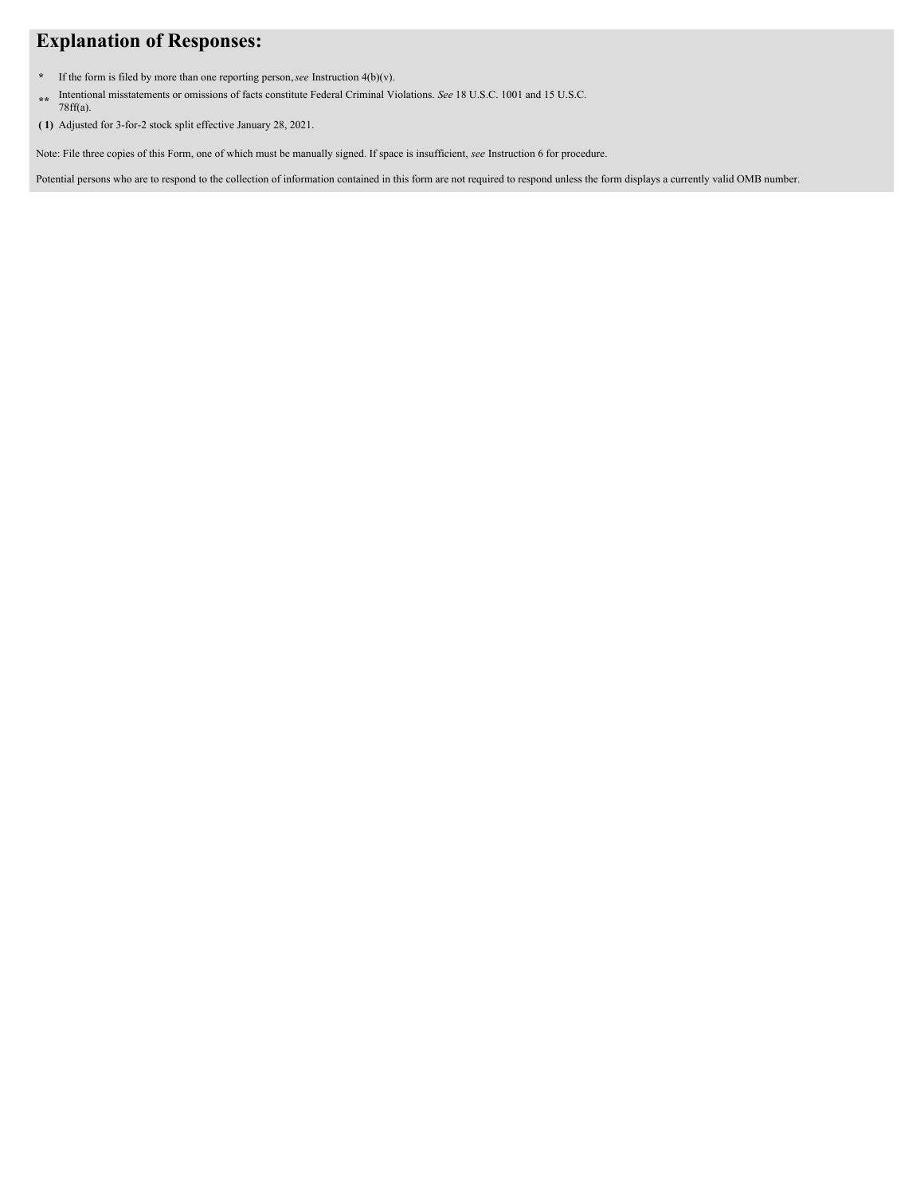## Explanation of Responses:

\* If the form is filed by more than one reporting person, *see* Instruction 4(b)(v).

\** Intentional misstatements or omissions of facts constitute Federal Criminal Violations. *See* 18 U.S.C. 1001 and 15 U.S.C. 78ff(a).

**( 1)** Adjusted for 3-for-2 stock split effective January 28, 2021.

Note: File three copies of this Form, one of which must be manually signed. If space is insufficient, *see* Instruction 6 for procedure.

Potential persons who are to respond to the collection of information contained in this form are not required to respond unless the form displays a currently valid OMB number.